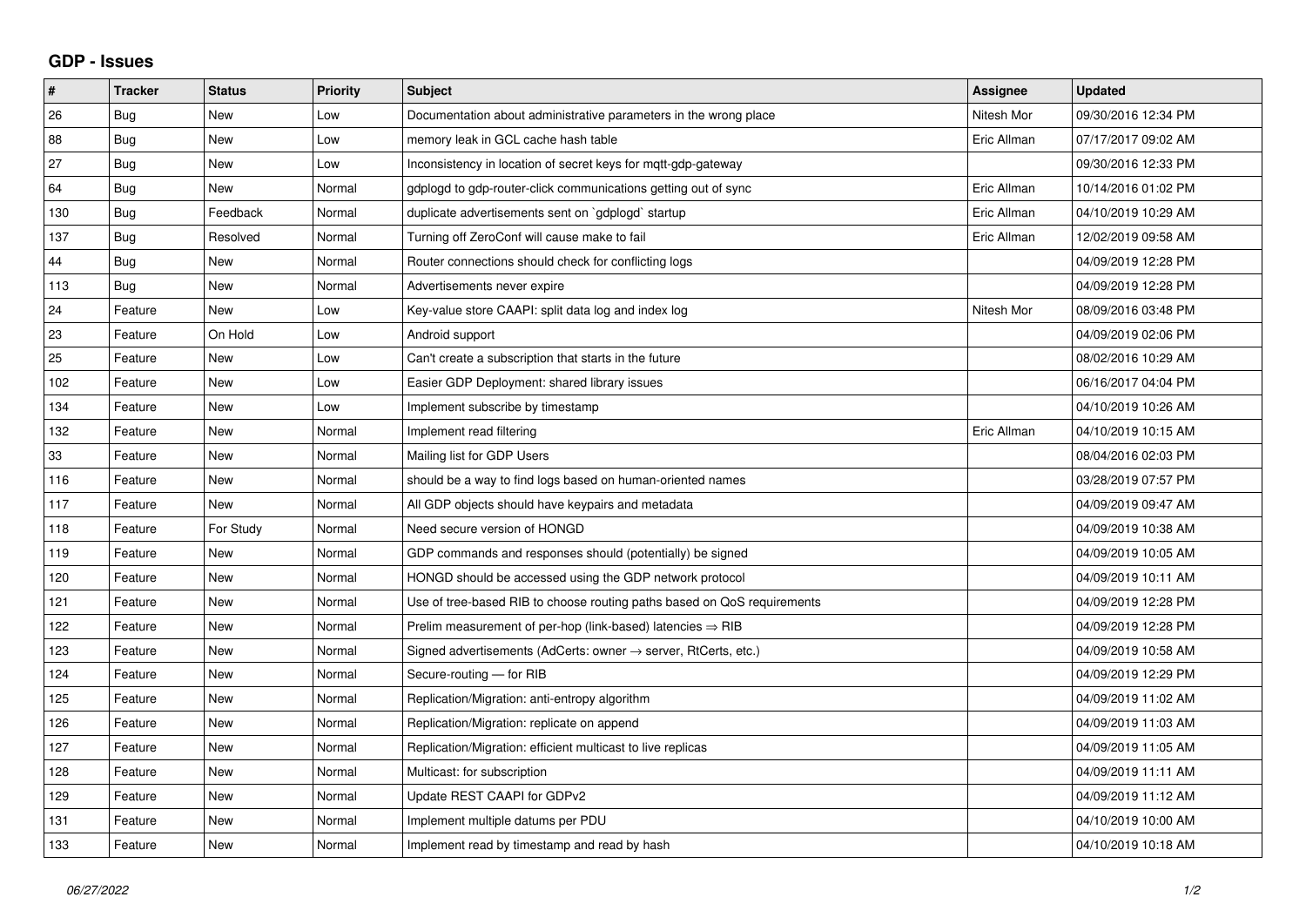## GDP - Issues

| # | Tracker | Status | Priority | Subject | Assignee | Updated |
|---|---|---|---|---|---|---|
| 26 | Bug | New | Low | Documentation about administrative parameters in the wrong place | Nitesh Mor | 09/30/2016 12:34 PM |
| 88 | Bug | New | Low | memory leak in GCL cache hash table | Eric Allman | 07/17/2017 09:02 AM |
| 27 | Bug | New | Low | Inconsistency in location of secret keys for mqtt-gdp-gateway | | 09/30/2016 12:33 PM |
| 64 | Bug | New | Normal | gdplogd to gdp-router-click communications getting out of sync | Eric Allman | 10/14/2016 01:02 PM |
| 130 | Bug | Feedback | Normal | duplicate advertisements sent on `gdplogd` startup | Eric Allman | 04/10/2019 10:29 AM |
| 137 | Bug | Resolved | Normal | Turning off ZeroConf will cause make to fail | Eric Allman | 12/02/2019 09:58 AM |
| 44 | Bug | New | Normal | Router connections should check for conflicting logs | | 04/09/2019 12:28 PM |
| 113 | Bug | New | Normal | Advertisements never expire | | 04/09/2019 12:28 PM |
| 24 | Feature | New | Low | Key-value store CAAPI: split data log and index log | Nitesh Mor | 08/09/2016 03:48 PM |
| 23 | Feature | On Hold | Low | Android support | | 04/09/2019 02:06 PM |
| 25 | Feature | New | Low | Can't create a subscription that starts in the future | | 08/02/2016 10:29 AM |
| 102 | Feature | New | Low | Easier GDP Deployment: shared library issues | | 06/16/2017 04:04 PM |
| 134 | Feature | New | Low | Implement subscribe by timestamp | | 04/10/2019 10:26 AM |
| 132 | Feature | New | Normal | Implement read filtering | Eric Allman | 04/10/2019 10:15 AM |
| 33 | Feature | New | Normal | Mailing list for GDP Users | | 08/04/2016 02:03 PM |
| 116 | Feature | New | Normal | should be a way to find logs based on human-oriented names | | 03/28/2019 07:57 PM |
| 117 | Feature | New | Normal | All GDP objects should have keypairs and metadata | | 04/09/2019 09:47 AM |
| 118 | Feature | For Study | Normal | Need secure version of HONGD | | 04/09/2019 10:38 AM |
| 119 | Feature | New | Normal | GDP commands and responses should (potentially) be signed | | 04/09/2019 10:05 AM |
| 120 | Feature | New | Normal | HONGD should be accessed using the GDP network protocol | | 04/09/2019 10:11 AM |
| 121 | Feature | New | Normal | Use of tree-based RIB to choose routing paths based on QoS requirements | | 04/09/2019 12:28 PM |
| 122 | Feature | New | Normal | Prelim measurement of per-hop (link-based) latencies ⇒ RIB | | 04/09/2019 12:28 PM |
| 123 | Feature | New | Normal | Signed advertisements (AdCerts: owner → server, RtCerts, etc.) | | 04/09/2019 10:58 AM |
| 124 | Feature | New | Normal | Secure-routing — for RIB | | 04/09/2019 12:29 PM |
| 125 | Feature | New | Normal | Replication/Migration: anti-entropy algorithm | | 04/09/2019 11:02 AM |
| 126 | Feature | New | Normal | Replication/Migration: replicate on append | | 04/09/2019 11:03 AM |
| 127 | Feature | New | Normal | Replication/Migration: efficient multicast to live replicas | | 04/09/2019 11:05 AM |
| 128 | Feature | New | Normal | Multicast: for subscription | | 04/09/2019 11:11 AM |
| 129 | Feature | New | Normal | Update REST CAAPI for GDPv2 | | 04/09/2019 11:12 AM |
| 131 | Feature | New | Normal | Implement multiple datums per PDU | | 04/10/2019 10:00 AM |
| 133 | Feature | New | Normal | Implement read by timestamp and read by hash | | 04/10/2019 10:18 AM |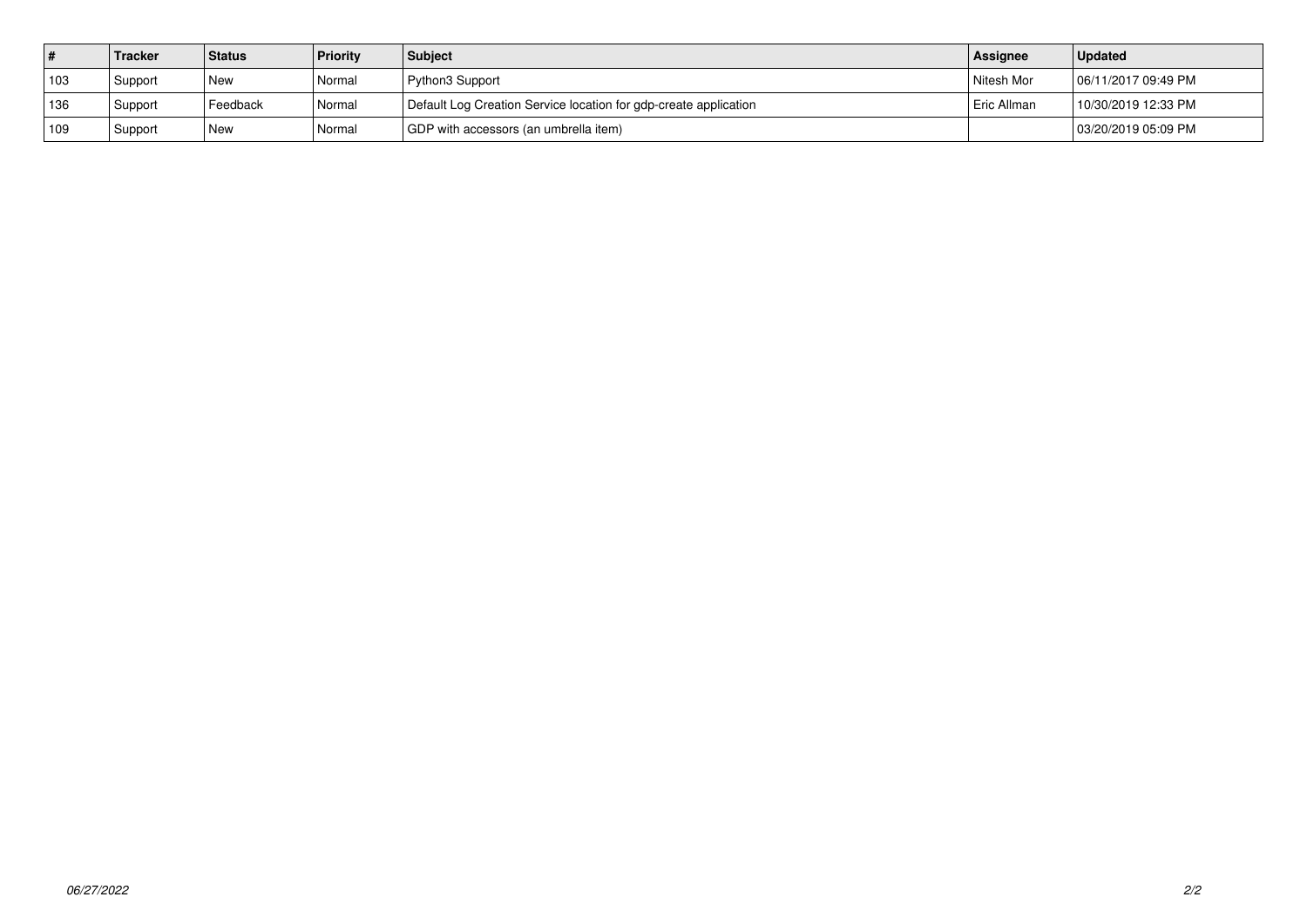| # | Tracker | Status | Priority | Subject | Assignee | Updated |
|---|---|---|---|---|---|---|
| 103 | Support | New | Normal | Python3 Support | Nitesh Mor | 06/11/2017 09:49 PM |
| 136 | Support | Feedback | Normal | Default Log Creation Service location for gdp-create application | Eric Allman | 10/30/2019 12:33 PM |
| 109 | Support | New | Normal | GDP with accessors (an umbrella item) | | 03/20/2019 05:09 PM |